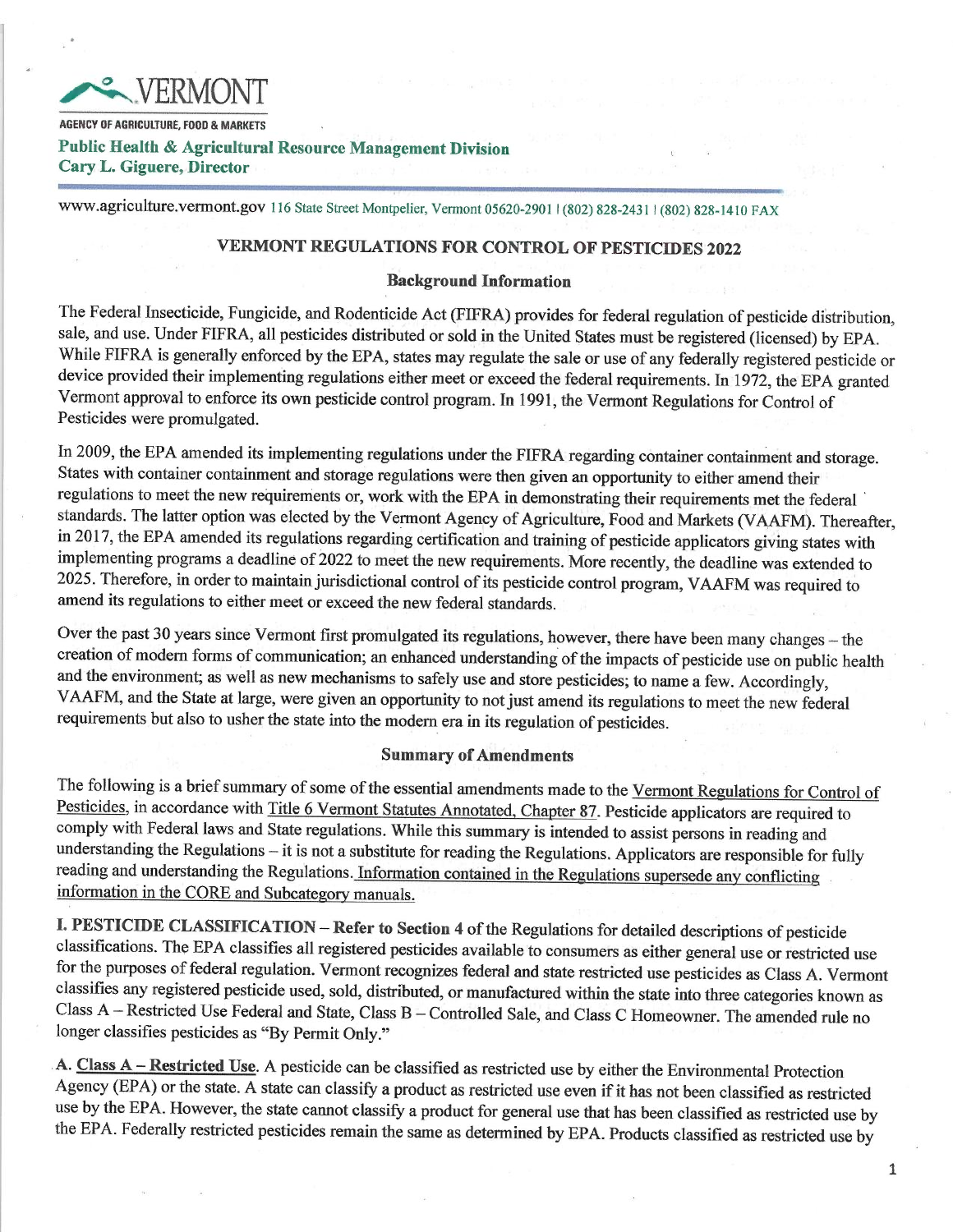**VERMONT**

**AGENCY OF AGRICULTURE, FOOD & MARKETS**

**Public Health & Agricultural Resource Management Division**
**Cary L. Giguere, Director**

www.agriculture.vermont.gov 116 State Street Montpelier, Vermont 05620-2901 | (802) 828-2431 | (802) 828-1410 FAX

## VERMONT REGULATIONS FOR CONTROL OF PESTICIDES 2022

### Background Information

The Federal Insecticide, Fungicide, and Rodenticide Act (FIFRA) provides for federal regulation of pesticide distribution, sale, and use. Under FIFRA, all pesticides distributed or sold in the United States must be registered (licensed) by EPA. While FIFRA is generally enforced by the EPA, states may regulate the sale or use of any federally registered pesticide or device provided their implementing regulations either meet or exceed the federal requirements. In 1972, the EPA granted Vermont approval to enforce its own pesticide control program. In 1991, the Vermont Regulations for Control of Pesticides were promulgated.

In 2009, the EPA amended its implementing regulations under the FIFRA regarding container containment and storage. States with container containment and storage regulations were then given an opportunity to either amend their regulations to meet the new requirements or, work with the EPA in demonstrating their requirements met the federal standards. The latter option was elected by the Vermont Agency of Agriculture, Food and Markets (VAAFM). Thereafter, in 2017, the EPA amended its regulations regarding certification and training of pesticide applicators giving states with implementing programs a deadline of 2022 to meet the new requirements. More recently, the deadline was extended to 2025. Therefore, in order to maintain jurisdictional control of its pesticide control program, VAAFM was required to amend its regulations to either meet or exceed the new federal standards.

Over the past 30 years since Vermont first promulgated its regulations, however, there have been many changes – the creation of modern forms of communication; an enhanced understanding of the impacts of pesticide use on public health and the environment; as well as new mechanisms to safely use and store pesticides; to name a few. Accordingly, VAAFM, and the State at large, were given an opportunity to not just amend its regulations to meet the new federal requirements but also to usher the state into the modern era in its regulation of pesticides.

### Summary of Amendments

The following is a brief summary of some of the essential amendments made to the Vermont Regulations for Control of Pesticides, in accordance with Title 6 Vermont Statutes Annotated, Chapter 87. Pesticide applicators are required to comply with Federal laws and State regulations. While this summary is intended to assist persons in reading and understanding the Regulations – it is not a substitute for reading the Regulations. Applicators are responsible for fully reading and understanding the Regulations. Information contained in the Regulations supersede any conflicting information in the CORE and Subcategory manuals.

**I. PESTICIDE CLASSIFICATION – Refer to Section 4** of the Regulations for detailed descriptions of pesticide classifications. The EPA classifies all registered pesticides available to consumers as either general use or restricted use for the purposes of federal regulation. Vermont recognizes federal and state restricted use pesticides as Class A. Vermont classifies any registered pesticide used, sold, distributed, or manufactured within the state into three categories known as Class A – Restricted Use Federal and State, Class B – Controlled Sale, and Class C Homeowner. The amended rule no longer classifies pesticides as "By Permit Only."

A. Class A – Restricted Use. A pesticide can be classified as restricted use by either the Environmental Protection Agency (EPA) or the state. A state can classify a product as restricted use even if it has not been classified as restricted use by the EPA. However, the state cannot classify a product for general use that has been classified as restricted use by the EPA. Federally restricted pesticides remain the same as determined by EPA. Products classified as restricted use by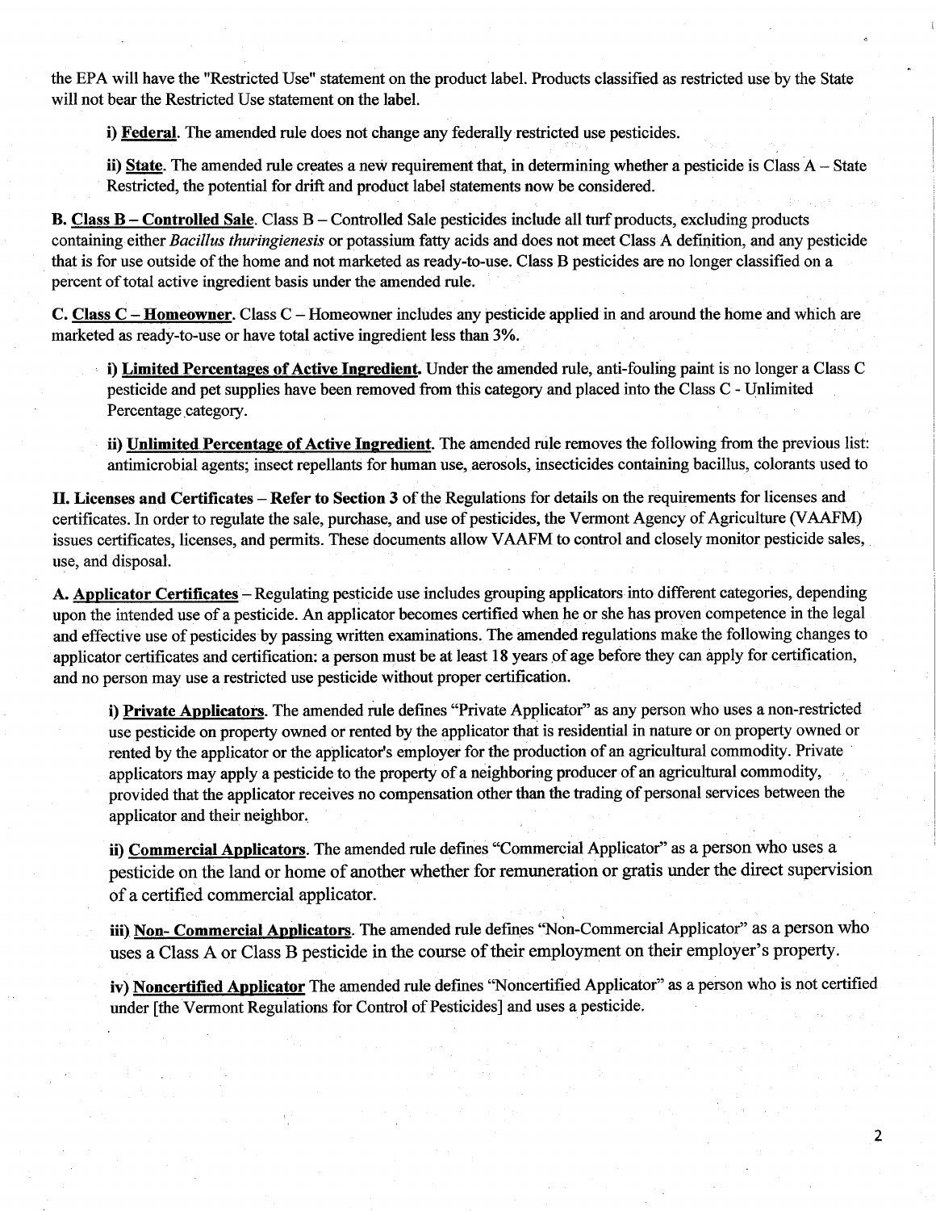the EPA will have the "Restricted Use" statement on the product label. Products classified as restricted use by the State will not bear the Restricted Use statement on the label.

**i) Federal**. The amended rule does not change any federally restricted use pesticides.

**ii) State**. The amended rule creates a new requirement that, in determining whether a pesticide is Class A – State Restricted, the potential for drift and product label statements now be considered.

**B. Class B – Controlled Sale**. Class B – Controlled Sale pesticides include all turf products, excluding products containing either *Bacillus thuringienesis* or potassium fatty acids and does not meet Class A definition, and any pesticide that is for use outside of the home and not marketed as ready-to-use. Class B pesticides are no longer classified on a percent of total active ingredient basis under the amended rule.

**C. Class C – Homeowner**. Class C – Homeowner includes any pesticide applied in and around the home and which are marketed as ready-to-use or have total active ingredient less than 3%.

**i) Limited Percentages of Active Ingredient.** Under the amended rule, anti-fouling paint is no longer a Class C pesticide and pet supplies have been removed from this category and placed into the Class C - Unlimited Percentage category.

**ii) Unlimited Percentage of Active Ingredient**. The amended rule removes the following from the previous list: antimicrobial agents; insect repellants for human use, aerosols, insecticides containing bacillus, colorants used to

**II. Licenses and Certificates – Refer to Section 3** of the Regulations for details on the requirements for licenses and certificates. In order to regulate the sale, purchase, and use of pesticides, the Vermont Agency of Agriculture (VAAFM) issues certificates, licenses, and permits. These documents allow VAAFM to control and closely monitor pesticide sales, use, and disposal.

**A. Applicator Certificates** – Regulating pesticide use includes grouping applicators into different categories, depending upon the intended use of a pesticide. An applicator becomes certified when he or she has proven competence in the legal and effective use of pesticides by passing written examinations. The amended regulations make the following changes to applicator certificates and certification: a person must be at least 18 years of age before they can apply for certification, and no person may use a restricted use pesticide without proper certification.

**i) Private Applicators**. The amended rule defines "Private Applicator" as any person who uses a non-restricted use pesticide on property owned or rented by the applicator that is residential in nature or on property owned or rented by the applicator or the applicator's employer for the production of an agricultural commodity. Private applicators may apply a pesticide to the property of a neighboring producer of an agricultural commodity, provided that the applicator receives no compensation other than the trading of personal services between the applicator and their neighbor.

**ii) Commercial Applicators**. The amended rule defines "Commercial Applicator" as a person who uses a pesticide on the land or home of another whether for remuneration or gratis under the direct supervision of a certified commercial applicator.

**iii) Non- Commercial Applicators**. The amended rule defines "Non-Commercial Applicator" as a person who uses a Class A or Class B pesticide in the course of their employment on their employer's property.

**iv) Noncertified Applicator** The amended rule defines "Noncertified Applicator" as a person who is not certified under [the Vermont Regulations for Control of Pesticides] and uses a pesticide.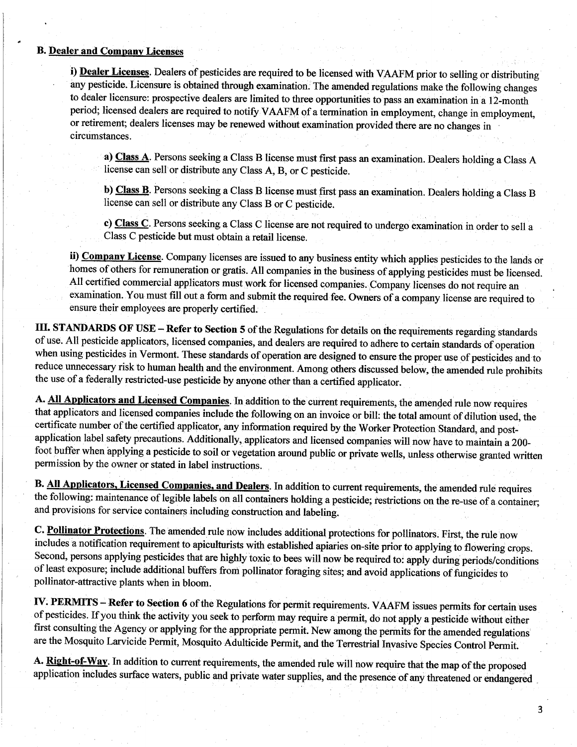**B. Dealer and Company Licenses**

**i) Dealer Licenses**. Dealers of pesticides are required to be licensed with VAAFM prior to selling or distributing any pesticide. Licensure is obtained through examination. The amended regulations make the following changes to dealer licensure: prospective dealers are limited to three opportunities to pass an examination in a 12-month period; licensed dealers are required to notify VAAFM of a termination in employment, change in employment, or retirement; dealers licenses may be renewed without examination provided there are no changes in circumstances.

**a) Class A**. Persons seeking a Class B license must first pass an examination. Dealers holding a Class A license can sell or distribute any Class A, B, or C pesticide.

**b) Class B**. Persons seeking a Class B license must first pass an examination. Dealers holding a Class B license can sell or distribute any Class B or C pesticide.

**c) Class C**. Persons seeking a Class C license are not required to undergo examination in order to sell a Class C pesticide but must obtain a retail license.

**ii) Company License**. Company licenses are issued to any business entity which applies pesticides to the lands or homes of others for remuneration or gratis. All companies in the business of applying pesticides must be licensed. All certified commercial applicators must work for licensed companies. Company licenses do not require an examination. You must fill out a form and submit the required fee. Owners of a company license are required to ensure their employees are properly certified.

**III. STANDARDS OF USE – Refer to Section 5** of the Regulations for details on the requirements regarding standards of use. All pesticide applicators, licensed companies, and dealers are required to adhere to certain standards of operation when using pesticides in Vermont. These standards of operation are designed to ensure the proper use of pesticides and to reduce unnecessary risk to human health and the environment. Among others discussed below, the amended rule prohibits the use of a federally restricted-use pesticide by anyone other than a certified applicator.

**A. All Applicators and Licensed Companies**. In addition to the current requirements, the amended rule now requires that applicators and licensed companies include the following on an invoice or bill: the total amount of dilution used, the certificate number of the certified applicator, any information required by the Worker Protection Standard, and post-application label safety precautions. Additionally, applicators and licensed companies will now have to maintain a 200-foot buffer when applying a pesticide to soil or vegetation around public or private wells, unless otherwise granted written permission by the owner or stated in label instructions.

**B. All Applicators, Licensed Companies, and Dealers**. In addition to current requirements, the amended rule requires the following: maintenance of legible labels on all containers holding a pesticide; restrictions on the re-use of a container; and provisions for service containers including construction and labeling.

**C. Pollinator Protections**. The amended rule now includes additional protections for pollinators. First, the rule now includes a notification requirement to apiculturists with established apiaries on-site prior to applying to flowering crops. Second, persons applying pesticides that are highly toxic to bees will now be required to: apply during periods/conditions of least exposure; include additional buffers from pollinator foraging sites; and avoid applications of fungicides to pollinator-attractive plants when in bloom.

**IV. PERMITS – Refer to Section 6** of the Regulations for permit requirements. VAAFM issues permits for certain uses of pesticides. If you think the activity you seek to perform may require a permit, do not apply a pesticide without either first consulting the Agency or applying for the appropriate permit. New among the permits for the amended regulations are the Mosquito Larvicide Permit, Mosquito Adulticide Permit, and the Terrestrial Invasive Species Control Permit.

**A. Right-of-Way**. In addition to current requirements, the amended rule will now require that the map of the proposed application includes surface waters, public and private water supplies, and the presence of any threatened or endangered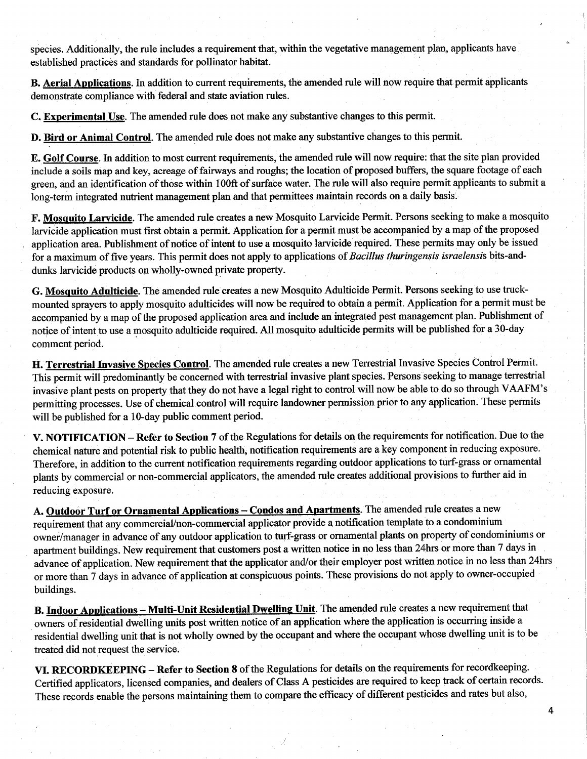species. Additionally, the rule includes a requirement that, within the vegetative management plan, applicants have established practices and standards for pollinator habitat.

**B. <u>Aerial Applications</u>.** In addition to current requirements, the amended rule will now require that permit applicants demonstrate compliance with federal and state aviation rules.

**C. <u>Experimental Use</u>.** The amended rule does not make any substantive changes to this permit.

**D. <u>Bird or Animal Control</u>.** The amended rule does not make any substantive changes to this permit.

**E. <u>Golf Course</u>.** In addition to most current requirements, the amended rule will now require: that the site plan provided include a soils map and key, acreage of fairways and roughs; the location of proposed buffers, the square footage of each green, and an identification of those within 100ft of surface water. The rule will also require permit applicants to submit a long-term integrated nutrient management plan and that permittees maintain records on a daily basis.

**F. <u>Mosquito Larvicide</u>.** The amended rule creates a new Mosquito Larvicide Permit. Persons seeking to make a mosquito larvicide application must first obtain a permit. Application for a permit must be accompanied by a map of the proposed application area. Publishment of notice of intent to use a mosquito larvicide required. These permits may only be issued for a maximum of five years. This permit does not apply to applications of *Bacillus thuringensis israelensis* bits-and-dunks larvicide products on wholly-owned private property.

**G. <u>Mosquito Adulticide</u>.** The amended rule creates a new Mosquito Adulticide Permit. Persons seeking to use truck-mounted sprayers to apply mosquito adulticides will now be required to obtain a permit. Application for a permit must be accompanied by a map of the proposed application area and include an integrated pest management plan. Publishment of notice of intent to use a mosquito adulticide required. All mosquito adulticide permits will be published for a 30-day comment period.

**H. <u>Terrestrial Invasive Species Control</u>.** The amended rule creates a new Terrestrial Invasive Species Control Permit. This permit will predominantly be concerned with terrestrial invasive plant species. Persons seeking to manage terrestrial invasive plant pests on property that they do not have a legal right to control will now be able to do so through VAAFM's permitting processes. Use of chemical control will require landowner permission prior to any application. These permits will be published for a 10-day public comment period.

**V. NOTIFICATION – Refer to Section 7** of the Regulations for details on the requirements for notification. Due to the chemical nature and potential risk to public health, notification requirements are a key component in reducing exposure. Therefore, in addition to the current notification requirements regarding outdoor applications to turf-grass or ornamental plants by commercial or non-commercial applicators, the amended rule creates additional provisions to further aid in reducing exposure.

**A. <u>Outdoor Turf or Ornamental Applications – Condos and Apartments</u>.** The amended rule creates a new requirement that any commercial/non-commercial applicator provide a notification template to a condominium owner/manager in advance of any outdoor application to turf-grass or ornamental plants on property of condominiums or apartment buildings. New requirement that customers post a written notice in no less than 24hrs or more than 7 days in advance of application. New requirement that the applicator and/or their employer post written notice in no less than 24hrs or more than 7 days in advance of application at conspicuous points. These provisions do not apply to owner-occupied buildings.

**B. <u>Indoor Applications – Multi-Unit Residential Dwelling Unit</u>.** The amended rule creates a new requirement that owners of residential dwelling units post written notice of an application where the application is occurring inside a residential dwelling unit that is not wholly owned by the occupant and where the occupant whose dwelling unit is to be treated did not request the service.

**VI. RECORDKEEPING – Refer to Section 8** of the Regulations for details on the requirements for recordkeeping. Certified applicators, licensed companies, and dealers of Class A pesticides are required to keep track of certain records. These records enable the persons maintaining them to compare the efficacy of different pesticides and rates but also,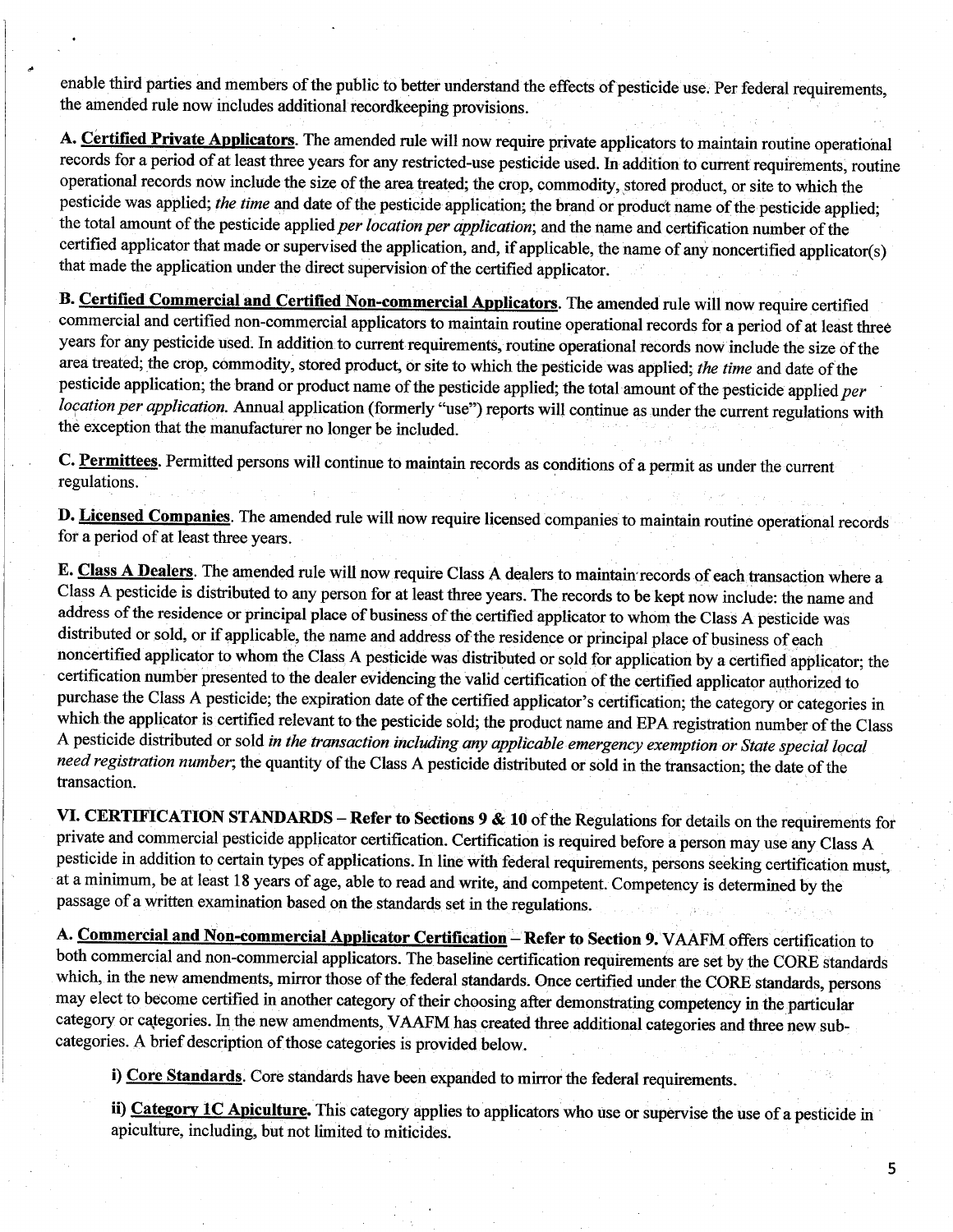enable third parties and members of the public to better understand the effects of pesticide use. Per federal requirements, the amended rule now includes additional recordkeeping provisions.

**A. Certified Private Applicators**. The amended rule will now require private applicators to maintain routine operational records for a period of at least three years for any restricted-use pesticide used. In addition to current requirements, routine operational records now include the size of the area treated; the crop, commodity, stored product, or site to which the pesticide was applied; *the time* and date of the pesticide application; the brand or product name of the pesticide applied; the total amount of the pesticide applied *per location per application*; and the name and certification number of the certified applicator that made or supervised the application, and, if applicable, the name of any noncertified applicator(s) that made the application under the direct supervision of the certified applicator.

**B. Certified Commercial and Certified Non-commercial Applicators**. The amended rule will now require certified commercial and certified non-commercial applicators to maintain routine operational records for a period of at least three years for any pesticide used. In addition to current requirements, routine operational records now include the size of the area treated; the crop, commodity, stored product, or site to which the pesticide was applied; *the time* and date of the pesticide application; the brand or product name of the pesticide applied; the total amount of the pesticide applied *per location per application.* Annual application (formerly "use") reports will continue as under the current regulations with the exception that the manufacturer no longer be included.

**C. Permittees**. Permitted persons will continue to maintain records as conditions of a permit as under the current regulations.

**D. Licensed Companies**. The amended rule will now require licensed companies to maintain routine operational records for a period of at least three years.

**E. Class A Dealers**. The amended rule will now require Class A dealers to maintain records of each transaction where a Class A pesticide is distributed to any person for at least three years. The records to be kept now include: the name and address of the residence or principal place of business of the certified applicator to whom the Class A pesticide was distributed or sold, or if applicable, the name and address of the residence or principal place of business of each noncertified applicator to whom the Class A pesticide was distributed or sold for application by a certified applicator; the certification number presented to the dealer evidencing the valid certification of the certified applicator authorized to purchase the Class A pesticide; the expiration date of the certified applicator's certification; the category or categories in which the applicator is certified relevant to the pesticide sold; the product name and EPA registration number of the Class A pesticide distributed or sold *in the transaction including any applicable emergency exemption or State special local need registration number*; the quantity of the Class A pesticide distributed or sold in the transaction; the date of the transaction.

**VI. CERTIFICATION STANDARDS – Refer to Sections 9 & 10** of the Regulations for details on the requirements for private and commercial pesticide applicator certification. Certification is required before a person may use any Class A pesticide in addition to certain types of applications. In line with federal requirements, persons seeking certification must, at a minimum, be at least 18 years of age, able to read and write, and competent. Competency is determined by the passage of a written examination based on the standards set in the regulations.

**A. Commercial and Non-commercial Applicator Certification – Refer to Section 9.** VAAFM offers certification to both commercial and non-commercial applicators. The baseline certification requirements are set by the CORE standards which, in the new amendments, mirror those of the federal standards. Once certified under the CORE standards, persons may elect to become certified in another category of their choosing after demonstrating competency in the particular category or categories. In the new amendments, VAAFM has created three additional categories and three new sub-categories. A brief description of those categories is provided below.

**i) Core Standards**. Core standards have been expanded to mirror the federal requirements.

**ii) Category 1C Apiculture.** This category applies to applicators who use or supervise the use of a pesticide in apiculture, including, but not limited to miticides.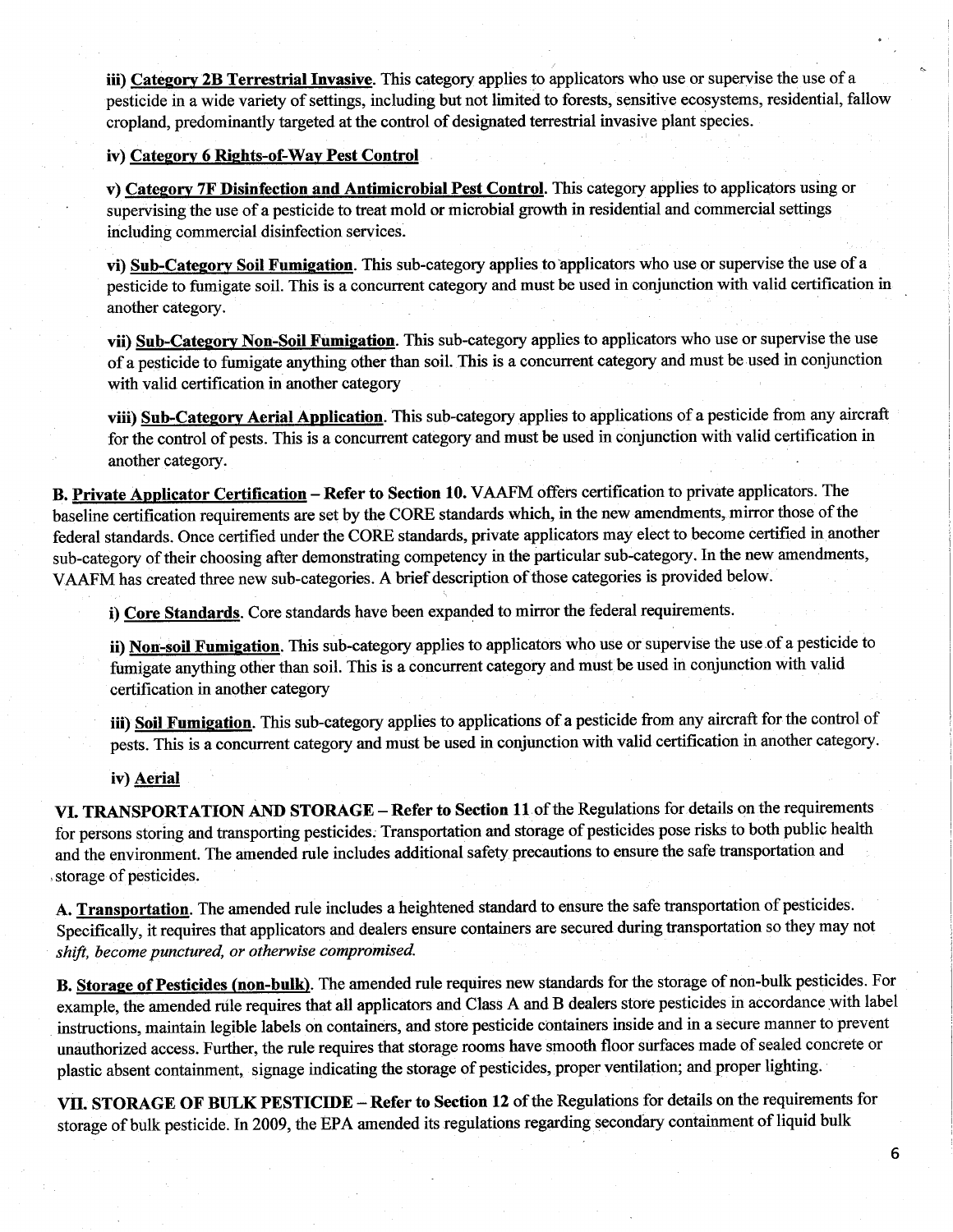**iii) Category 2B Terrestrial Invasive**. This category applies to applicators who use or supervise the use of a pesticide in a wide variety of settings, including but not limited to forests, sensitive ecosystems, residential, fallow cropland, predominantly targeted at the control of designated terrestrial invasive plant species.

**iv) Category 6 Rights-of-Way Pest Control**

**v) Category 7F Disinfection and Antimicrobial Pest Control**. This category applies to applicators using or supervising the use of a pesticide to treat mold or microbial growth in residential and commercial settings including commercial disinfection services.

**vi) Sub-Category Soil Fumigation**. This sub-category applies to applicators who use or supervise the use of a pesticide to fumigate soil. This is a concurrent category and must be used in conjunction with valid certification in another category.

**vii) Sub-Category Non-Soil Fumigation**. This sub-category applies to applicators who use or supervise the use of a pesticide to fumigate anything other than soil. This is a concurrent category and must be used in conjunction with valid certification in another category

**viii) Sub-Category Aerial Application**. This sub-category applies to applications of a pesticide from any aircraft for the control of pests. This is a concurrent category and must be used in conjunction with valid certification in another category.

**B. Private Applicator Certification – Refer to Section 10.** VAAFM offers certification to private applicators. The baseline certification requirements are set by the CORE standards which, in the new amendments, mirror those of the federal standards. Once certified under the CORE standards, private applicators may elect to become certified in another sub-category of their choosing after demonstrating competency in the particular sub-category. In the new amendments, VAAFM has created three new sub-categories. A brief description of those categories is provided below.

**i) Core Standards**. Core standards have been expanded to mirror the federal requirements.

**ii) Non-soil Fumigation**. This sub-category applies to applicators who use or supervise the use of a pesticide to fumigate anything other than soil. This is a concurrent category and must be used in conjunction with valid certification in another category

**iii) Soil Fumigation**. This sub-category applies to applications of a pesticide from any aircraft for the control of pests. This is a concurrent category and must be used in conjunction with valid certification in another category.

**iv) Aerial**

**VI. TRANSPORTATION AND STORAGE – Refer to Section 11** of the Regulations for details on the requirements for persons storing and transporting pesticides. Transportation and storage of pesticides pose risks to both public health and the environment. The amended rule includes additional safety precautions to ensure the safe transportation and storage of pesticides.

**A. Transportation**. The amended rule includes a heightened standard to ensure the safe transportation of pesticides. Specifically, it requires that applicators and dealers ensure containers are secured during transportation so they may not *shift, become punctured, or otherwise compromised.*

**B. Storage of Pesticides (non-bulk)**. The amended rule requires new standards for the storage of non-bulk pesticides. For example, the amended rule requires that all applicators and Class A and B dealers store pesticides in accordance with label instructions, maintain legible labels on containers, and store pesticide containers inside and in a secure manner to prevent unauthorized access. Further, the rule requires that storage rooms have smooth floor surfaces made of sealed concrete or plastic absent containment, signage indicating the storage of pesticides, proper ventilation; and proper lighting.

**VII. STORAGE OF BULK PESTICIDE – Refer to Section 12** of the Regulations for details on the requirements for storage of bulk pesticide. In 2009, the EPA amended its regulations regarding secondary containment of liquid bulk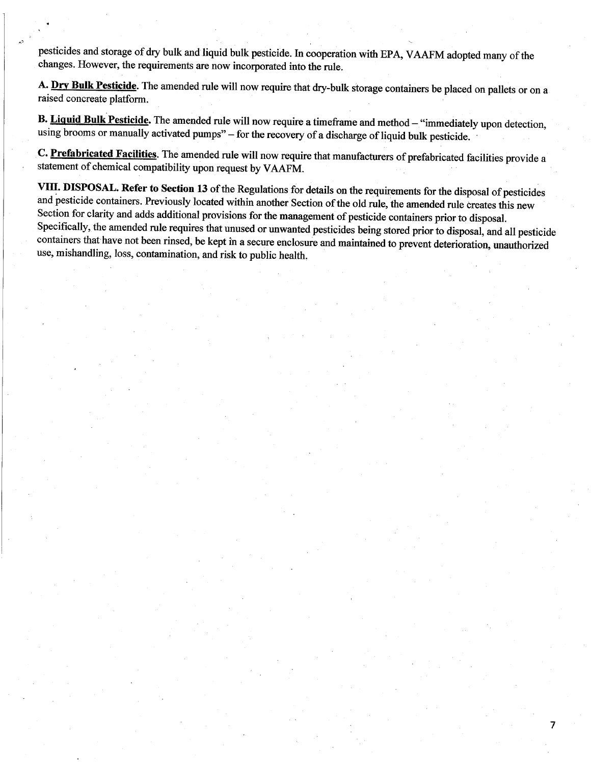pesticides and storage of dry bulk and liquid bulk pesticide. In cooperation with EPA, VAAFM adopted many of the changes. However, the requirements are now incorporated into the rule.

**A. Dry Bulk Pesticide.** The amended rule will now require that dry-bulk storage containers be placed on pallets or on a raised concreate platform.

**B. Liquid Bulk Pesticide.** The amended rule will now require a timeframe and method – "immediately upon detection, using brooms or manually activated pumps" – for the recovery of a discharge of liquid bulk pesticide.

**C. Prefabricated Facilities.** The amended rule will now require that manufacturers of prefabricated facilities provide a statement of chemical compatibility upon request by VAAFM.

**VIII. DISPOSAL. Refer to Section 13** of the Regulations for details on the requirements for the disposal of pesticides and pesticide containers. Previously located within another Section of the old rule, the amended rule creates this new Section for clarity and adds additional provisions for the management of pesticide containers prior to disposal. Specifically, the amended rule requires that unused or unwanted pesticides being stored prior to disposal, and all pesticide containers that have not been rinsed, be kept in a secure enclosure and maintained to prevent deterioration, unauthorized use, mishandling, loss, contamination, and risk to public health.